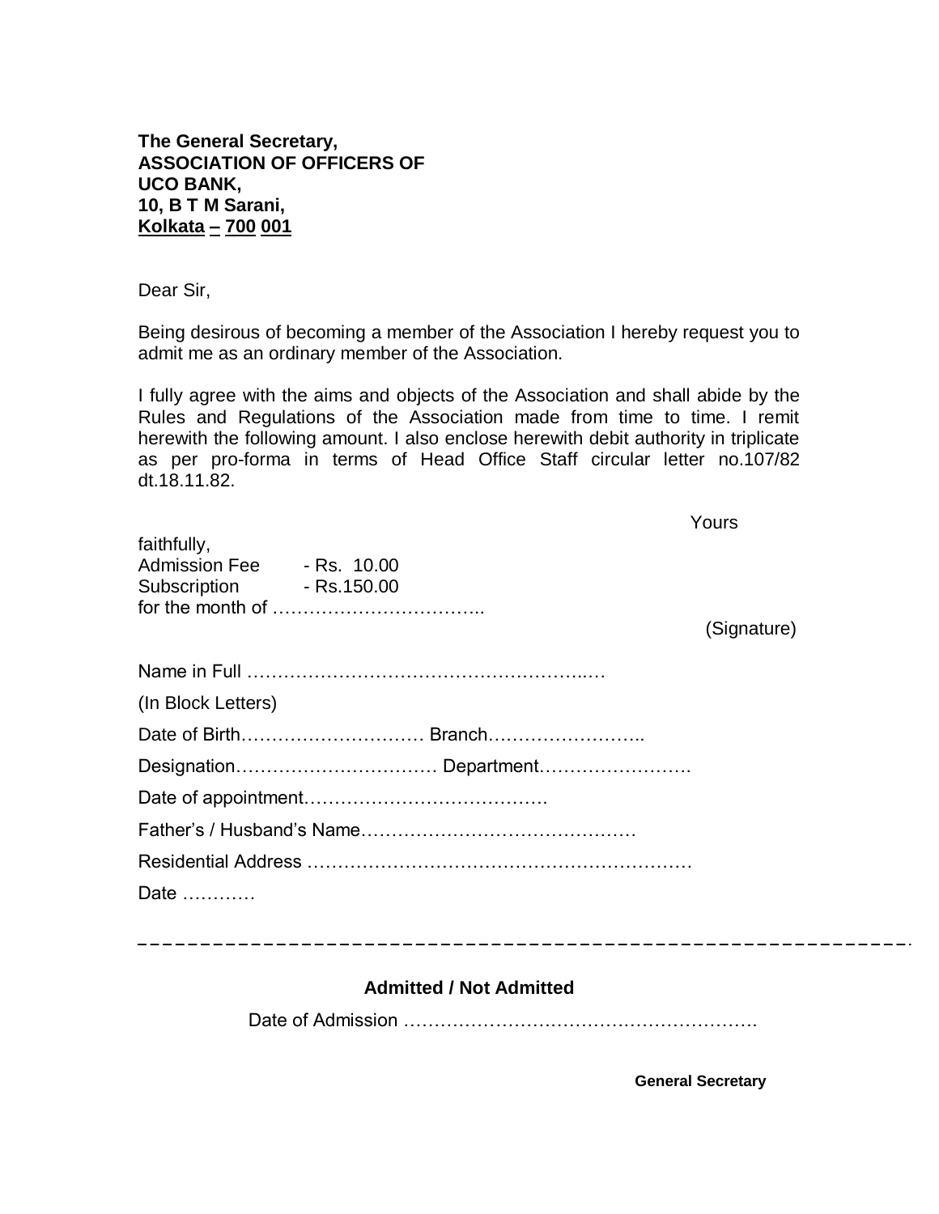**The General Secretary,**
**ASSOCIATION OF OFFICERS OF**
**UCO BANK,**
**10, B T M Sarani,**
**Kolkata – 700 001**

Dear Sir,

Being desirous of becoming a member of the Association I hereby request you to admit me as an ordinary member of the Association.

I fully agree with the aims and objects of the Association and shall abide by the Rules and Regulations of the Association made from time to time. I remit herewith the following amount. I also enclose herewith debit authority in triplicate as per pro-forma in terms of Head Office Staff circular letter no.107/82 dt.18.11.82.

Yours faithfully,

Admission Fee - Rs. 10.00
Subscription - Rs.150.00
for the month of ……………………………..

(Signature)

Name in Full ……………………………………………..…
(In Block Letters)

Date of Birth………………………… Branch……………………..

Designation…………………………… Department…………………….

Date of appointment………………………………….

Father's / Husband's Name………………………………………

Residential Address ……………………………………………………

Date …………

---

**Admitted / Not Admitted**

Date of Admission ………………………………………………….

**General Secretary**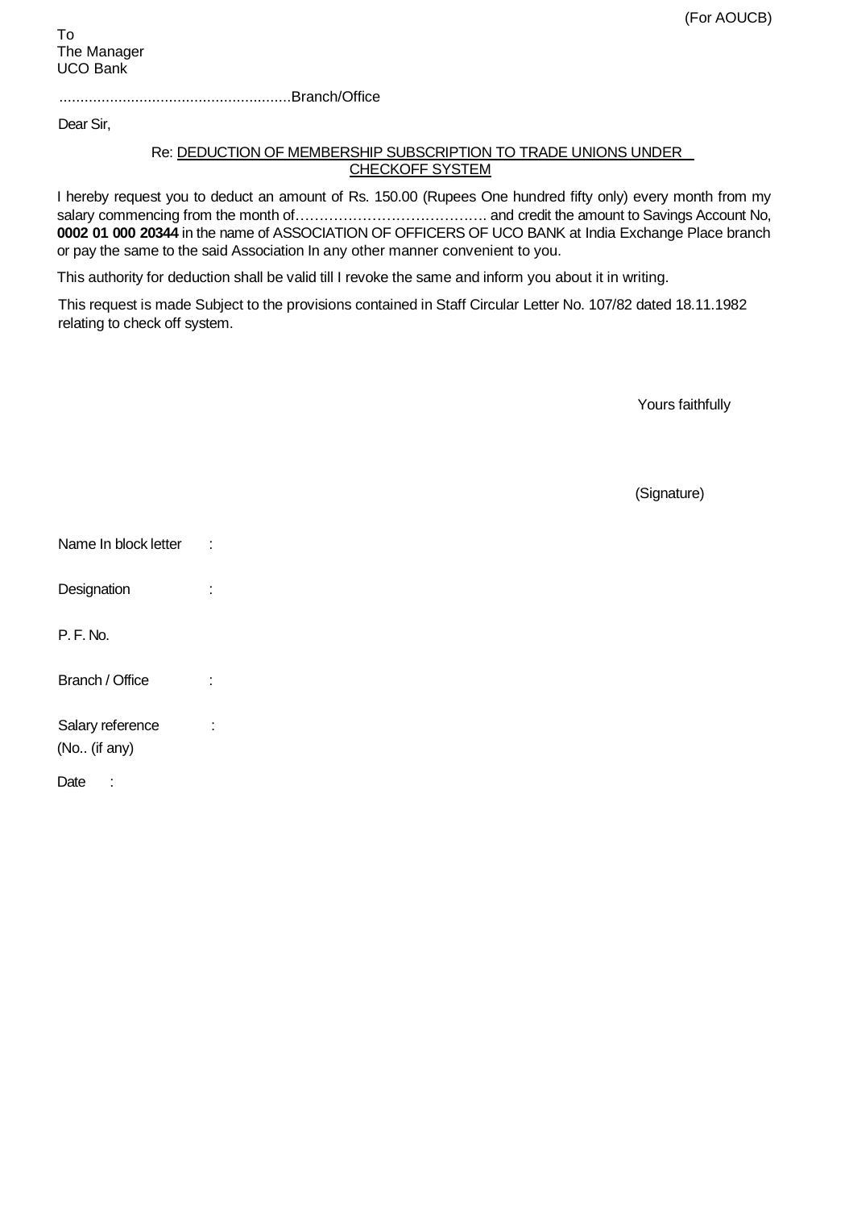(For AOUCB)

To
The Manager
UCO Bank

.......................................................Branch/Office

Dear Sir,

Re: <u>DEDUCTION OF MEMBERSHIP SUBSCRIPTION TO TRADE UNIONS UNDER CHECKOFF SYSTEM</u>

I hereby request you to deduct an amount of Rs. 150.00 (Rupees One hundred fifty only) every month from my salary commencing from the month of…………………………………. and credit the amount to Savings Account No, **0002 01 000 20344** in the name of ASSOCIATION OF OFFICERS OF UCO BANK at India Exchange Place branch or pay the same to the said Association In any other manner convenient to you.

This authority for deduction shall be valid till I revoke the same and inform you about it in writing.

This request is made Subject to the provisions contained in Staff Circular Letter No. 107/82 dated 18.11.1982 relating to check off system.

Yours faithfully

(Signature)

Name In block letter :

Designation :

P. F. No.

Branch / Office :

Salary reference :
(No.. (if any)

Date :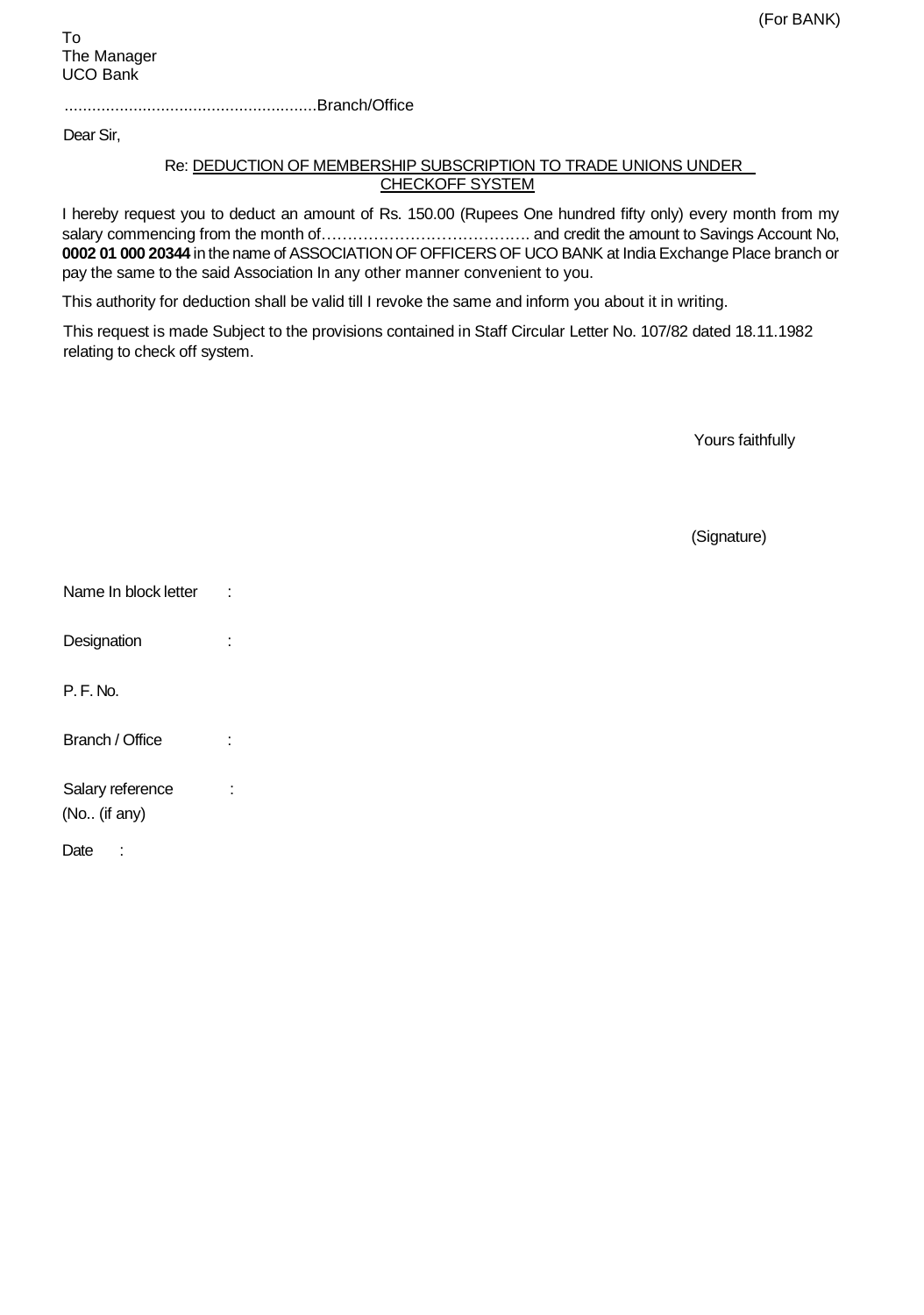(For BANK)

To
The Manager
UCO Bank

......................................................Branch/Office

Dear Sir,

Re: DEDUCTION OF MEMBERSHIP SUBSCRIPTION TO TRADE UNIONS UNDER CHECKOFF SYSTEM

I hereby request you to deduct an amount of Rs. 150.00 (Rupees One hundred fifty only) every month from my salary commencing from the month of…………………………………. and credit the amount to Savings Account No, **0002 01 000 20344** in the name of ASSOCIATION OF OFFICERS OF UCO BANK at India Exchange Place branch or pay the same to the said Association In any other manner convenient to you.

This authority for deduction shall be valid till I revoke the same and inform you about it in writing.

This request is made Subject to the provisions contained in Staff Circular Letter No. 107/82 dated 18.11.1982 relating to check off system.

Yours faithfully

(Signature)

Name In block letter :

Designation :

P. F. No.

Branch / Office :

Salary reference :
(No.. (if any)

Date :